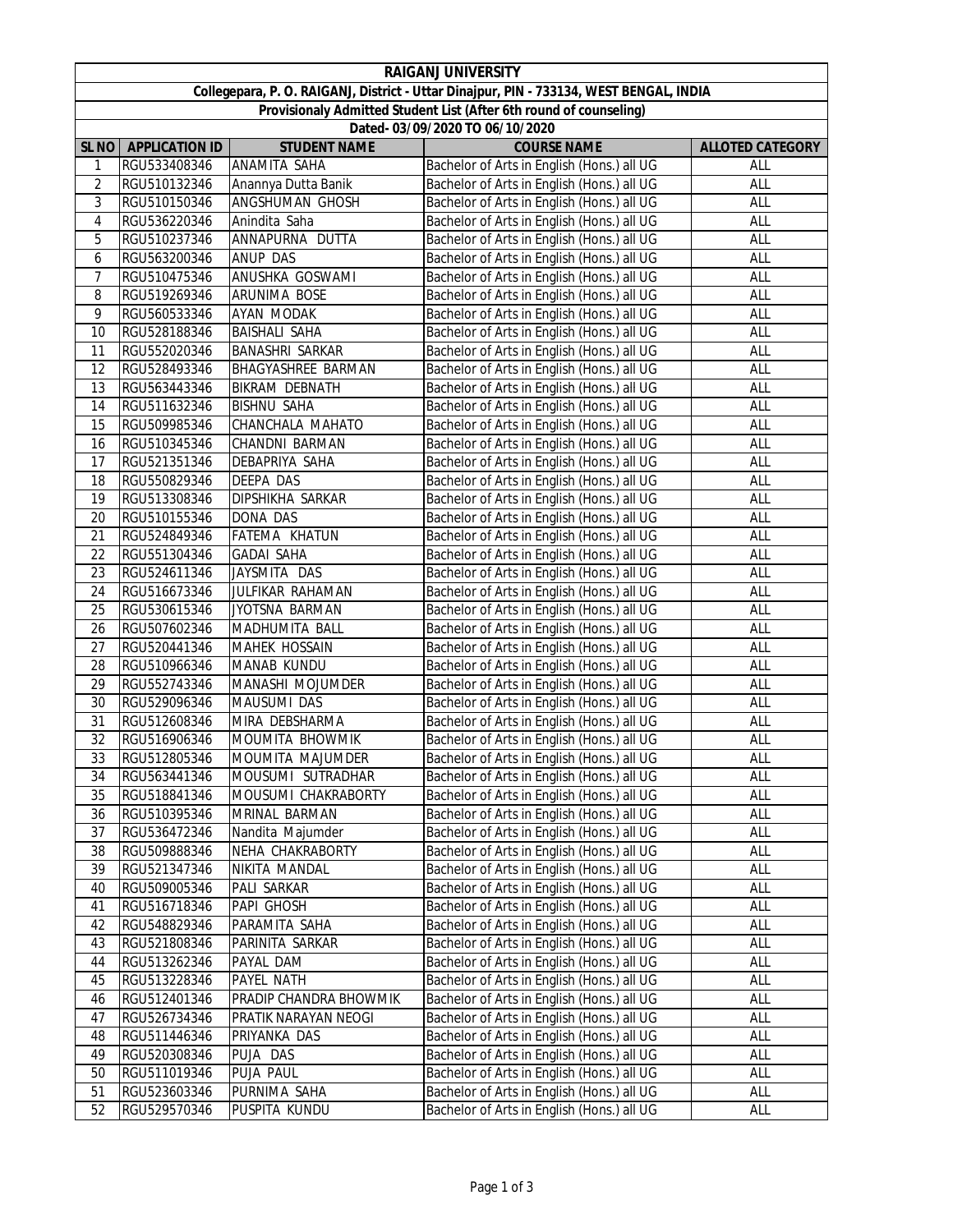# RAIGANJ UNIVERSITY

**Collegepara, P. O. RAIGANJ, District - Uttar Dinajpur, PIN - 733134, WEST BENGAL, INDIA**

**Provisionaly Admitted Student List (After 6th round of counseling)**

**Dated- 03/09/2020 TO 06/10/2020**

| SL NO | APPLICATION ID | STUDENT NAME | COURSE NAME | ALLOTED CATEGORY |
|---|---|---|---|---|
| 1 | RGU533408346 | ANAMITA SAHA | Bachelor of Arts in English (Hons.) all UG | ALL |
| 2 | RGU510132346 | Anannya Dutta Banik | Bachelor of Arts in English (Hons.) all UG | ALL |
| 3 | RGU510150346 | ANGSHUMAN GHOSH | Bachelor of Arts in English (Hons.) all UG | ALL |
| 4 | RGU536220346 | Anindita Saha | Bachelor of Arts in English (Hons.) all UG | ALL |
| 5 | RGU510237346 | ANNAPURNA DUTTA | Bachelor of Arts in English (Hons.) all UG | ALL |
| 6 | RGU563200346 | ANUP DAS | Bachelor of Arts in English (Hons.) all UG | ALL |
| 7 | RGU510475346 | ANUSHKA GOSWAMI | Bachelor of Arts in English (Hons.) all UG | ALL |
| 8 | RGU519269346 | ARUNIMA BOSE | Bachelor of Arts in English (Hons.) all UG | ALL |
| 9 | RGU560533346 | AYAN MODAK | Bachelor of Arts in English (Hons.) all UG | ALL |
| 10 | RGU528188346 | BAISHALI SAHA | Bachelor of Arts in English (Hons.) all UG | ALL |
| 11 | RGU552020346 | BANASHRI SARKAR | Bachelor of Arts in English (Hons.) all UG | ALL |
| 12 | RGU528493346 | BHAGYASHREE BARMAN | Bachelor of Arts in English (Hons.) all UG | ALL |
| 13 | RGU563443346 | BIKRAM DEBNATH | Bachelor of Arts in English (Hons.) all UG | ALL |
| 14 | RGU511632346 | BISHNU SAHA | Bachelor of Arts in English (Hons.) all UG | ALL |
| 15 | RGU509985346 | CHANCHALA MAHATO | Bachelor of Arts in English (Hons.) all UG | ALL |
| 16 | RGU510345346 | CHANDNI BARMAN | Bachelor of Arts in English (Hons.) all UG | ALL |
| 17 | RGU521351346 | DEBAPRIYA SAHA | Bachelor of Arts in English (Hons.) all UG | ALL |
| 18 | RGU550829346 | DEEPA DAS | Bachelor of Arts in English (Hons.) all UG | ALL |
| 19 | RGU513308346 | DIPSHIKHA SARKAR | Bachelor of Arts in English (Hons.) all UG | ALL |
| 20 | RGU510155346 | DONA DAS | Bachelor of Arts in English (Hons.) all UG | ALL |
| 21 | RGU524849346 | FATEMA KHATUN | Bachelor of Arts in English (Hons.) all UG | ALL |
| 22 | RGU551304346 | GADAI SAHA | Bachelor of Arts in English (Hons.) all UG | ALL |
| 23 | RGU524611346 | JAYSMITA DAS | Bachelor of Arts in English (Hons.) all UG | ALL |
| 24 | RGU516673346 | JULFIKAR RAHAMAN | Bachelor of Arts in English (Hons.) all UG | ALL |
| 25 | RGU530615346 | JYOTSNA BARMAN | Bachelor of Arts in English (Hons.) all UG | ALL |
| 26 | RGU507602346 | MADHUMITA BALL | Bachelor of Arts in English (Hons.) all UG | ALL |
| 27 | RGU520441346 | MAHEK HOSSAIN | Bachelor of Arts in English (Hons.) all UG | ALL |
| 28 | RGU510966346 | MANAB KUNDU | Bachelor of Arts in English (Hons.) all UG | ALL |
| 29 | RGU552743346 | MANASHI MOJUMDER | Bachelor of Arts in English (Hons.) all UG | ALL |
| 30 | RGU529096346 | MAUSUMI DAS | Bachelor of Arts in English (Hons.) all UG | ALL |
| 31 | RGU512608346 | MIRA DEBSHARMA | Bachelor of Arts in English (Hons.) all UG | ALL |
| 32 | RGU516906346 | MOUMITA BHOWMIK | Bachelor of Arts in English (Hons.) all UG | ALL |
| 33 | RGU512805346 | MOUMITA MAJUMDER | Bachelor of Arts in English (Hons.) all UG | ALL |
| 34 | RGU563441346 | MOUSUMI SUTRADHAR | Bachelor of Arts in English (Hons.) all UG | ALL |
| 35 | RGU518841346 | MOUSUMI CHAKRABORTY | Bachelor of Arts in English (Hons.) all UG | ALL |
| 36 | RGU510395346 | MRINAL BARMAN | Bachelor of Arts in English (Hons.) all UG | ALL |
| 37 | RGU536472346 | Nandita Majumder | Bachelor of Arts in English (Hons.) all UG | ALL |
| 38 | RGU509888346 | NEHA CHAKRABORTY | Bachelor of Arts in English (Hons.) all UG | ALL |
| 39 | RGU521347346 | NIKITA MANDAL | Bachelor of Arts in English (Hons.) all UG | ALL |
| 40 | RGU509005346 | PALI SARKAR | Bachelor of Arts in English (Hons.) all UG | ALL |
| 41 | RGU516718346 | PAPI GHOSH | Bachelor of Arts in English (Hons.) all UG | ALL |
| 42 | RGU548829346 | PARAMITA SAHA | Bachelor of Arts in English (Hons.) all UG | ALL |
| 43 | RGU521808346 | PARINITA SARKAR | Bachelor of Arts in English (Hons.) all UG | ALL |
| 44 | RGU513262346 | PAYAL DAM | Bachelor of Arts in English (Hons.) all UG | ALL |
| 45 | RGU513228346 | PAYEL NATH | Bachelor of Arts in English (Hons.) all UG | ALL |
| 46 | RGU512401346 | PRADIP CHANDRA BHOWMIK | Bachelor of Arts in English (Hons.) all UG | ALL |
| 47 | RGU526734346 | PRATIK NARAYAN NEOGI | Bachelor of Arts in English (Hons.) all UG | ALL |
| 48 | RGU511446346 | PRIYANKA DAS | Bachelor of Arts in English (Hons.) all UG | ALL |
| 49 | RGU520308346 | PUJA DAS | Bachelor of Arts in English (Hons.) all UG | ALL |
| 50 | RGU511019346 | PUJA PAUL | Bachelor of Arts in English (Hons.) all UG | ALL |
| 51 | RGU523603346 | PURNIMA SAHA | Bachelor of Arts in English (Hons.) all UG | ALL |
| 52 | RGU529570346 | PUSPITA KUNDU | Bachelor of Arts in English (Hons.) all UG | ALL |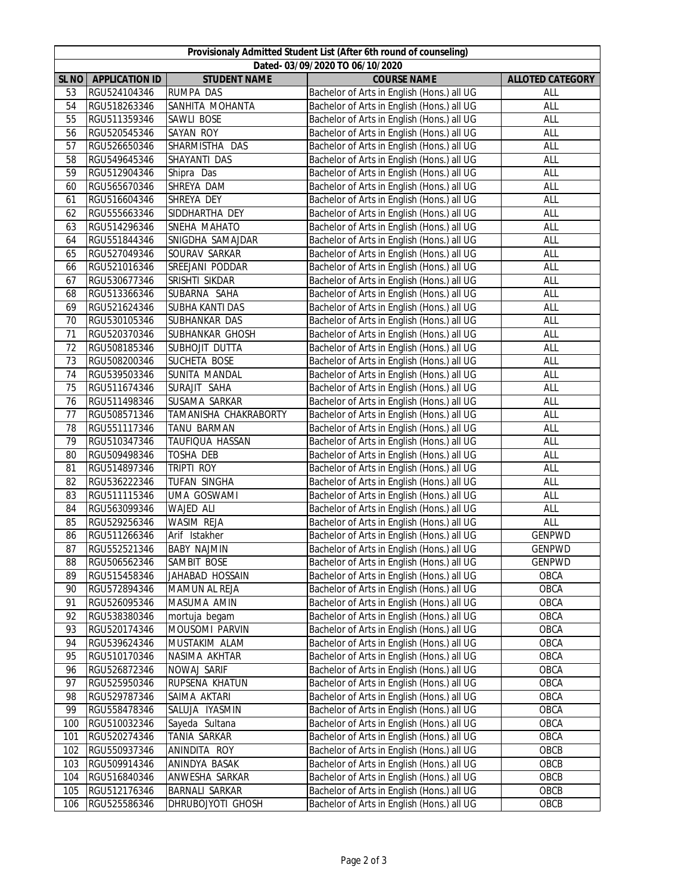| Provisionaly Admitted Student List (After 6th round of counseling) | | | | |
|---|---|---|---|---|
| Dated- 03/09/2020 TO 06/10/2020 | | | | |
| SL NO | APPLICATION ID | STUDENT NAME | COURSE NAME | ALLOTED CATEGORY |
| 53 | RGU524104346 | RUMPA DAS | Bachelor of Arts in English (Hons.) all UG | ALL |
| 54 | RGU518263346 | SANHITA MOHANTA | Bachelor of Arts in English (Hons.) all UG | ALL |
| 55 | RGU511359346 | SAWLI BOSE | Bachelor of Arts in English (Hons.) all UG | ALL |
| 56 | RGU520545346 | SAYAN ROY | Bachelor of Arts in English (Hons.) all UG | ALL |
| 57 | RGU526650346 | SHARMISTHA DAS | Bachelor of Arts in English (Hons.) all UG | ALL |
| 58 | RGU549645346 | SHAYANTI DAS | Bachelor of Arts in English (Hons.) all UG | ALL |
| 59 | RGU512904346 | Shipra Das | Bachelor of Arts in English (Hons.) all UG | ALL |
| 60 | RGU565670346 | SHREYA DAM | Bachelor of Arts in English (Hons.) all UG | ALL |
| 61 | RGU516604346 | SHREYA DEY | Bachelor of Arts in English (Hons.) all UG | ALL |
| 62 | RGU555663346 | SIDDHARTHA DEY | Bachelor of Arts in English (Hons.) all UG | ALL |
| 63 | RGU514296346 | SNEHA MAHATO | Bachelor of Arts in English (Hons.) all UG | ALL |
| 64 | RGU551844346 | SNIGDHA SAMAJDAR | Bachelor of Arts in English (Hons.) all UG | ALL |
| 65 | RGU527049346 | SOURAV SARKAR | Bachelor of Arts in English (Hons.) all UG | ALL |
| 66 | RGU521016346 | SREEJANI PODDAR | Bachelor of Arts in English (Hons.) all UG | ALL |
| 67 | RGU530677346 | SRISHTI SIKDAR | Bachelor of Arts in English (Hons.) all UG | ALL |
| 68 | RGU513366346 | SUBARNA SAHA | Bachelor of Arts in English (Hons.) all UG | ALL |
| 69 | RGU521624346 | SUBHA KANTI DAS | Bachelor of Arts in English (Hons.) all UG | ALL |
| 70 | RGU530105346 | SUBHANKAR DAS | Bachelor of Arts in English (Hons.) all UG | ALL |
| 71 | RGU520370346 | SUBHANKAR GHOSH | Bachelor of Arts in English (Hons.) all UG | ALL |
| 72 | RGU508185346 | SUBHOJIT DUTTA | Bachelor of Arts in English (Hons.) all UG | ALL |
| 73 | RGU508200346 | SUCHETA BOSE | Bachelor of Arts in English (Hons.) all UG | ALL |
| 74 | RGU539503346 | SUNITA MANDAL | Bachelor of Arts in English (Hons.) all UG | ALL |
| 75 | RGU511674346 | SURAJIT SAHA | Bachelor of Arts in English (Hons.) all UG | ALL |
| 76 | RGU511498346 | SUSAMA SARKAR | Bachelor of Arts in English (Hons.) all UG | ALL |
| 77 | RGU508571346 | TAMANISHA CHAKRABORTY | Bachelor of Arts in English (Hons.) all UG | ALL |
| 78 | RGU551117346 | TANU BARMAN | Bachelor of Arts in English (Hons.) all UG | ALL |
| 79 | RGU510347346 | TAUFIQUA HASSAN | Bachelor of Arts in English (Hons.) all UG | ALL |
| 80 | RGU509498346 | TOSHA DEB | Bachelor of Arts in English (Hons.) all UG | ALL |
| 81 | RGU514897346 | TRIPTI ROY | Bachelor of Arts in English (Hons.) all UG | ALL |
| 82 | RGU536222346 | TUFAN SINGHA | Bachelor of Arts in English (Hons.) all UG | ALL |
| 83 | RGU511115346 | UMA GOSWAMI | Bachelor of Arts in English (Hons.) all UG | ALL |
| 84 | RGU563099346 | WAJED ALI | Bachelor of Arts in English (Hons.) all UG | ALL |
| 85 | RGU529256346 | WASIM REJA | Bachelor of Arts in English (Hons.) all UG | ALL |
| 86 | RGU511266346 | Arif Istakher | Bachelor of Arts in English (Hons.) all UG | GENPWD |
| 87 | RGU552521346 | BABY NAJMIN | Bachelor of Arts in English (Hons.) all UG | GENPWD |
| 88 | RGU506562346 | SAMBIT BOSE | Bachelor of Arts in English (Hons.) all UG | GENPWD |
| 89 | RGU515458346 | JAHABAD HOSSAIN | Bachelor of Arts in English (Hons.) all UG | OBCA |
| 90 | RGU572894346 | MAMUN AL REJA | Bachelor of Arts in English (Hons.) all UG | OBCA |
| 91 | RGU526095346 | MASUMA AMIN | Bachelor of Arts in English (Hons.) all UG | OBCA |
| 92 | RGU538380346 | mortuja begam | Bachelor of Arts in English (Hons.) all UG | OBCA |
| 93 | RGU520174346 | MOUSOMI PARVIN | Bachelor of Arts in English (Hons.) all UG | OBCA |
| 94 | RGU539624346 | MUSTAKIM ALAM | Bachelor of Arts in English (Hons.) all UG | OBCA |
| 95 | RGU510170346 | NASIMA AKHTAR | Bachelor of Arts in English (Hons.) all UG | OBCA |
| 96 | RGU526872346 | NOWAJ SARIF | Bachelor of Arts in English (Hons.) all UG | OBCA |
| 97 | RGU525950346 | RUPSENA KHATUN | Bachelor of Arts in English (Hons.) all UG | OBCA |
| 98 | RGU529787346 | SAIMA AKTARI | Bachelor of Arts in English (Hons.) all UG | OBCA |
| 99 | RGU558478346 | SALUJA IYASMIN | Bachelor of Arts in English (Hons.) all UG | OBCA |
| 100 | RGU510032346 | Sayeda Sultana | Bachelor of Arts in English (Hons.) all UG | OBCA |
| 101 | RGU520274346 | TANIA SARKAR | Bachelor of Arts in English (Hons.) all UG | OBCA |
| 102 | RGU550937346 | ANINDITA ROY | Bachelor of Arts in English (Hons.) all UG | OBCB |
| 103 | RGU509914346 | ANINDYA BASAK | Bachelor of Arts in English (Hons.) all UG | OBCB |
| 104 | RGU516840346 | ANWESHA SARKAR | Bachelor of Arts in English (Hons.) all UG | OBCB |
| 105 | RGU512176346 | BARNALI SARKAR | Bachelor of Arts in English (Hons.) all UG | OBCB |
| 106 | RGU525586346 | DHRUBOJYOTI GHOSH | Bachelor of Arts in English (Hons.) all UG | OBCB |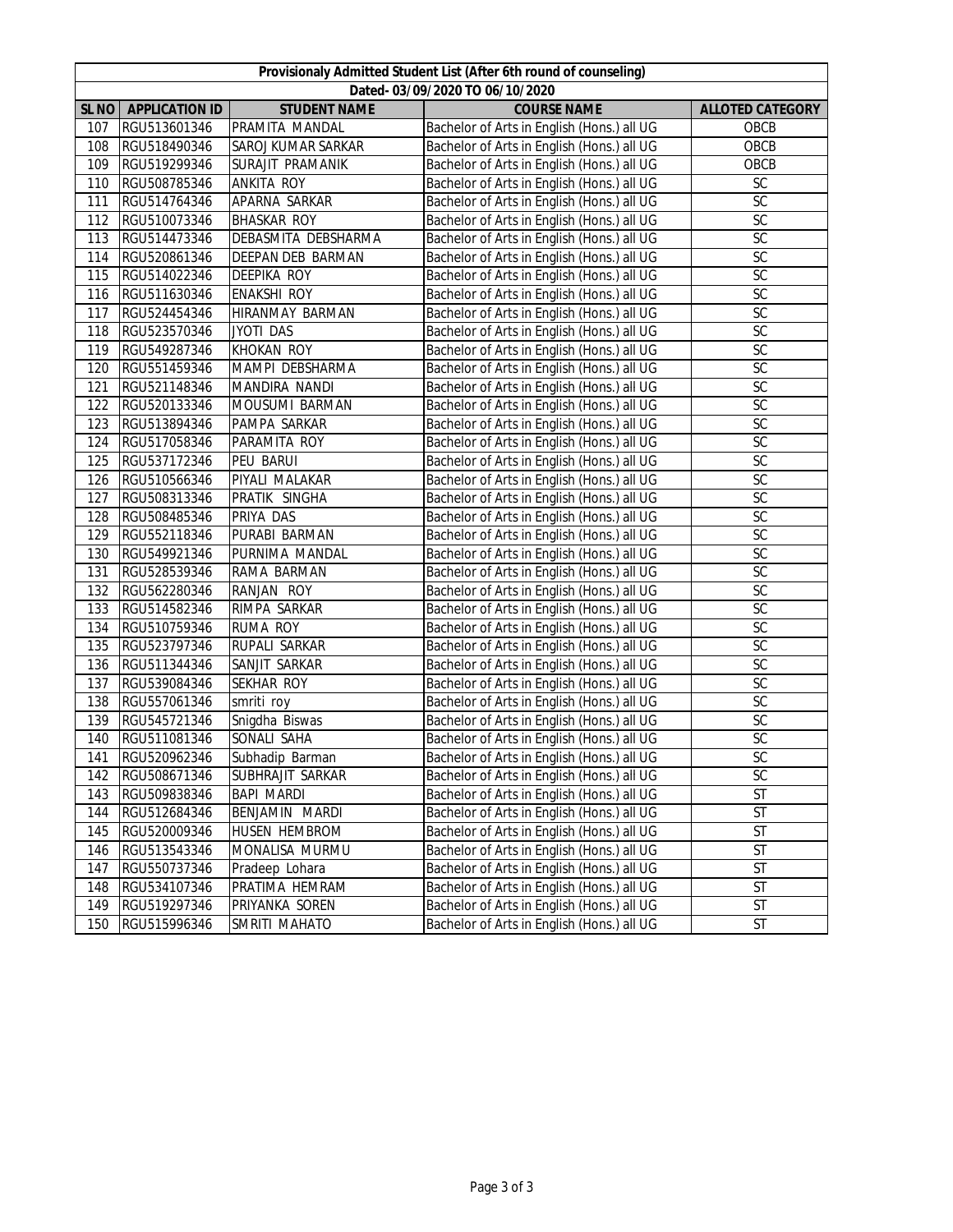| Provisionaly Admitted Student List (After 6th round of counseling) | | | | |
|---|---|---|---|---|
| Dated- 03/09/2020 TO 06/10/2020 | | | | |
| SL NO | APPLICATION ID | STUDENT NAME | COURSE NAME | ALLOTED CATEGORY |
| 107 | RGU513601346 | PRAMITA MANDAL | Bachelor of Arts in English (Hons.) all UG | OBCB |
| 108 | RGU518490346 | SAROJ KUMAR SARKAR | Bachelor of Arts in English (Hons.) all UG | OBCB |
| 109 | RGU519299346 | SURAJIT PRAMANIK | Bachelor of Arts in English (Hons.) all UG | OBCB |
| 110 | RGU508785346 | ANKITA ROY | Bachelor of Arts in English (Hons.) all UG | SC |
| 111 | RGU514764346 | APARNA SARKAR | Bachelor of Arts in English (Hons.) all UG | SC |
| 112 | RGU510073346 | BHASKAR ROY | Bachelor of Arts in English (Hons.) all UG | SC |
| 113 | RGU514473346 | DEBASMITA DEBSHARMA | Bachelor of Arts in English (Hons.) all UG | SC |
| 114 | RGU520861346 | DEEPAN DEB BARMAN | Bachelor of Arts in English (Hons.) all UG | SC |
| 115 | RGU514022346 | DEEPIKA ROY | Bachelor of Arts in English (Hons.) all UG | SC |
| 116 | RGU511630346 | ENAKSHI ROY | Bachelor of Arts in English (Hons.) all UG | SC |
| 117 | RGU524454346 | HIRANMAY BARMAN | Bachelor of Arts in English (Hons.) all UG | SC |
| 118 | RGU523570346 | JYOTI DAS | Bachelor of Arts in English (Hons.) all UG | SC |
| 119 | RGU549287346 | KHOKAN ROY | Bachelor of Arts in English (Hons.) all UG | SC |
| 120 | RGU551459346 | MAMPI DEBSHARMA | Bachelor of Arts in English (Hons.) all UG | SC |
| 121 | RGU521148346 | MANDIRA NANDI | Bachelor of Arts in English (Hons.) all UG | SC |
| 122 | RGU520133346 | MOUSUMI BARMAN | Bachelor of Arts in English (Hons.) all UG | SC |
| 123 | RGU513894346 | PAMPA SARKAR | Bachelor of Arts in English (Hons.) all UG | SC |
| 124 | RGU517058346 | PARAMITA ROY | Bachelor of Arts in English (Hons.) all UG | SC |
| 125 | RGU537172346 | PEU BARUI | Bachelor of Arts in English (Hons.) all UG | SC |
| 126 | RGU510566346 | PIYALI MALAKAR | Bachelor of Arts in English (Hons.) all UG | SC |
| 127 | RGU508313346 | PRATIK SINGHA | Bachelor of Arts in English (Hons.) all UG | SC |
| 128 | RGU508485346 | PRIYA DAS | Bachelor of Arts in English (Hons.) all UG | SC |
| 129 | RGU552118346 | PURABI BARMAN | Bachelor of Arts in English (Hons.) all UG | SC |
| 130 | RGU549921346 | PURNIMA MANDAL | Bachelor of Arts in English (Hons.) all UG | SC |
| 131 | RGU528539346 | RAMA BARMAN | Bachelor of Arts in English (Hons.) all UG | SC |
| 132 | RGU562280346 | RANJAN ROY | Bachelor of Arts in English (Hons.) all UG | SC |
| 133 | RGU514582346 | RIMPA SARKAR | Bachelor of Arts in English (Hons.) all UG | SC |
| 134 | RGU510759346 | RUMA ROY | Bachelor of Arts in English (Hons.) all UG | SC |
| 135 | RGU523797346 | RUPALI SARKAR | Bachelor of Arts in English (Hons.) all UG | SC |
| 136 | RGU511344346 | SANJIT SARKAR | Bachelor of Arts in English (Hons.) all UG | SC |
| 137 | RGU539084346 | SEKHAR ROY | Bachelor of Arts in English (Hons.) all UG | SC |
| 138 | RGU557061346 | smriti roy | Bachelor of Arts in English (Hons.) all UG | SC |
| 139 | RGU545721346 | Snigdha Biswas | Bachelor of Arts in English (Hons.) all UG | SC |
| 140 | RGU511081346 | SONALI SAHA | Bachelor of Arts in English (Hons.) all UG | SC |
| 141 | RGU520962346 | Subhadip Barman | Bachelor of Arts in English (Hons.) all UG | SC |
| 142 | RGU508671346 | SUBHRAJIT SARKAR | Bachelor of Arts in English (Hons.) all UG | SC |
| 143 | RGU509838346 | BAPI MARDI | Bachelor of Arts in English (Hons.) all UG | ST |
| 144 | RGU512684346 | BENJAMIN MARDI | Bachelor of Arts in English (Hons.) all UG | ST |
| 145 | RGU520009346 | HUSEN HEMBROM | Bachelor of Arts in English (Hons.) all UG | ST |
| 146 | RGU513543346 | MONALISA MURMU | Bachelor of Arts in English (Hons.) all UG | ST |
| 147 | RGU550737346 | Pradeep Lohara | Bachelor of Arts in English (Hons.) all UG | ST |
| 148 | RGU534107346 | PRATIMA HEMRAM | Bachelor of Arts in English (Hons.) all UG | ST |
| 149 | RGU519297346 | PRIYANKA SOREN | Bachelor of Arts in English (Hons.) all UG | ST |
| 150 | RGU515996346 | SMRITI MAHATO | Bachelor of Arts in English (Hons.) all UG | ST |